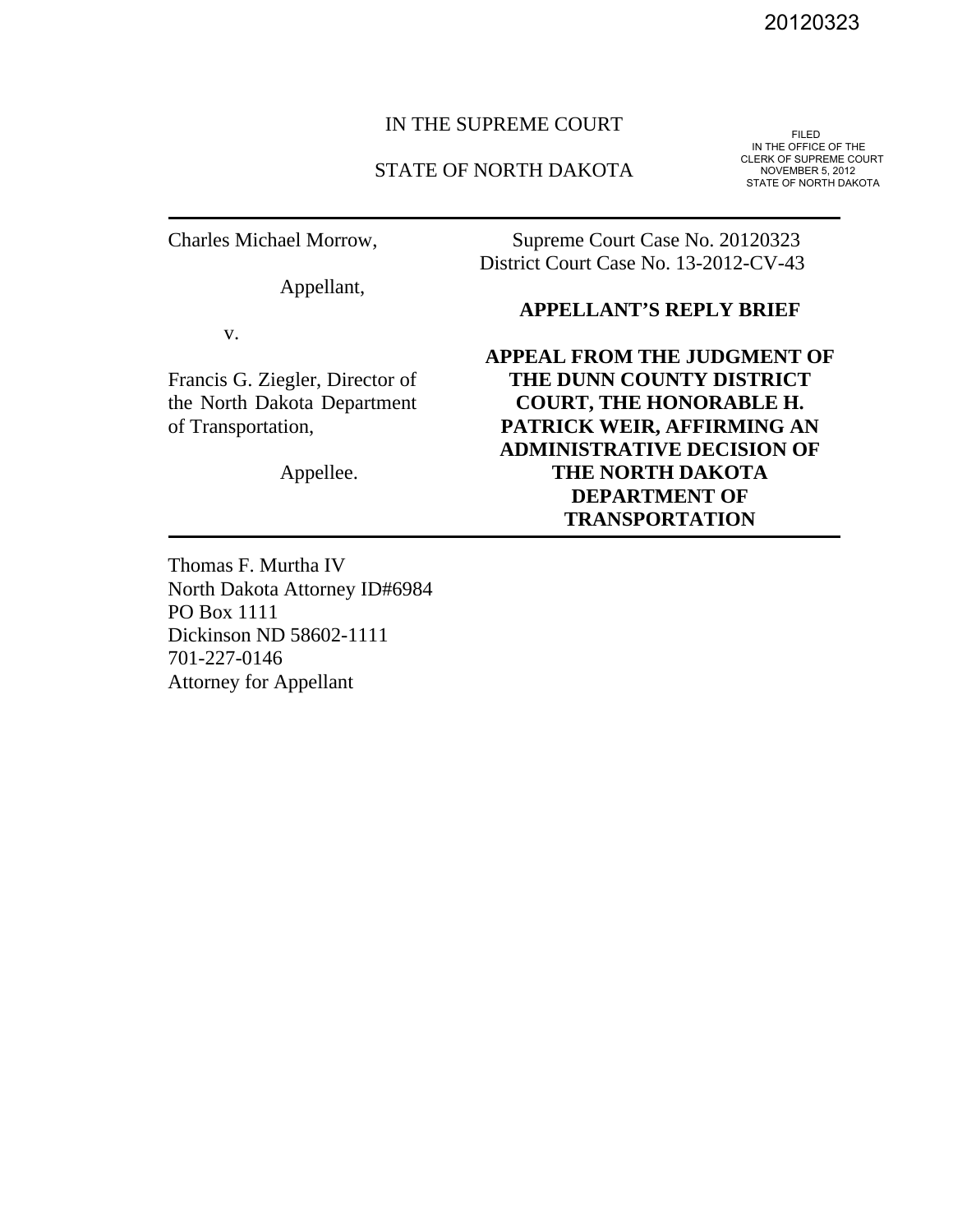20120323

IN THE SUPREME COURT

STATE OF NORTH DAKOTA

FILED
IN THE OFFICE OF THE
CLERK OF SUPREME COURT
NOVEMBER 5, 2012
STATE OF NORTH DAKOTA

---

| | |
|---|---|
| Charles Michael Morrow, | Supreme Court Case No. 20120323<br>District Court Case No. 13-2012-CV-43 |
| Appellant, | **APPELLANT'S REPLY BRIEF** |
| v. | |
| Francis G. Ziegler, Director of the North Dakota Department of Transportation, | **APPEAL FROM THE JUDGMENT OF THE DUNN COUNTY DISTRICT COURT, THE HONORABLE H. PATRICK WEIR, AFFIRMING AN ADMINISTRATIVE DECISION OF THE NORTH DAKOTA DEPARTMENT OF TRANSPORTATION** |
| Appellee. | |

---

Thomas F. Murtha IV
North Dakota Attorney ID#6984
PO Box 1111
Dickinson ND 58602-1111
701-227-0146
Attorney for Appellant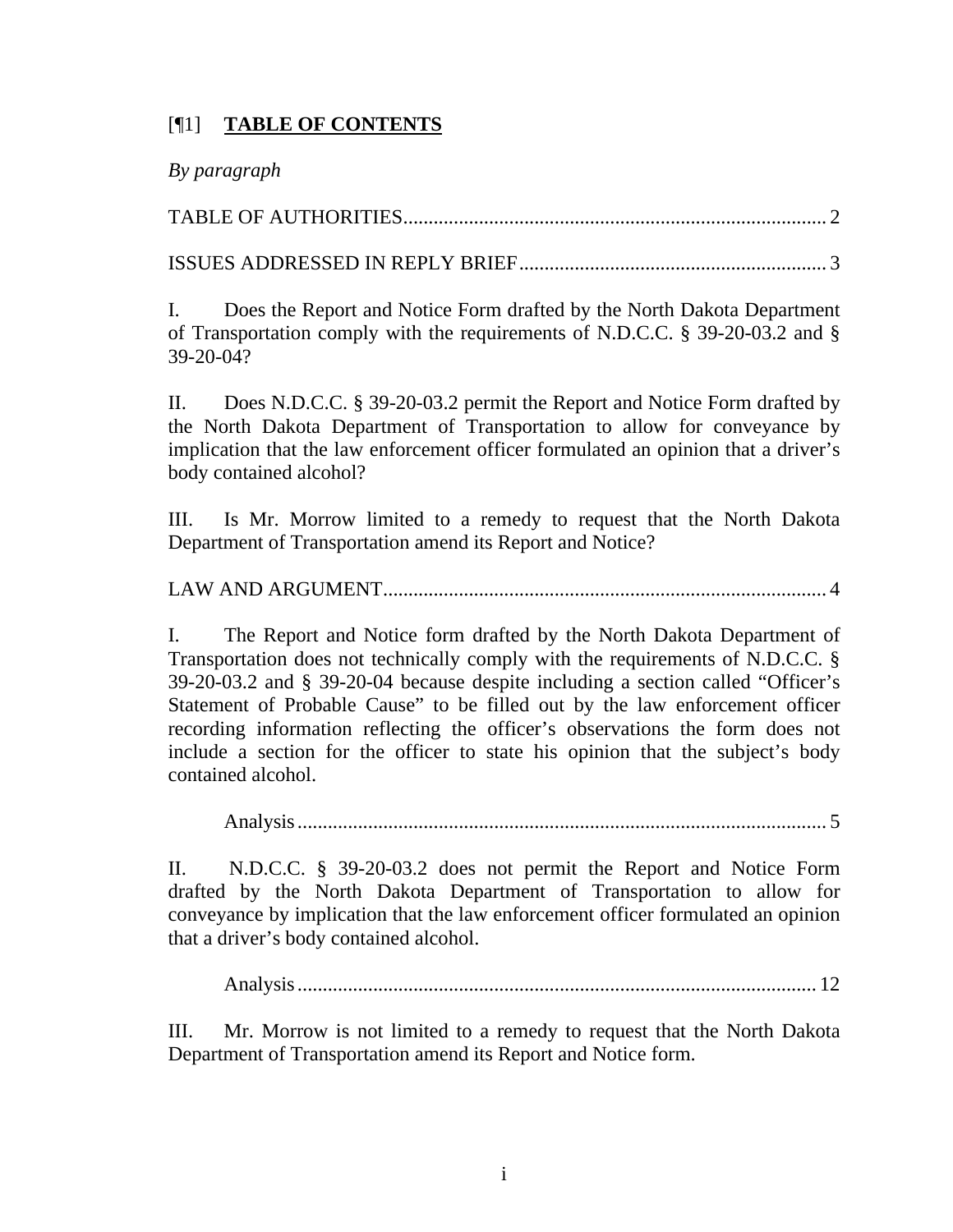[¶1] **TABLE OF CONTENTS**

*By paragraph*

TABLE OF AUTHORITIES .................................................................................. 2

ISSUES ADDRESSED IN REPLY BRIEF ........................................................... 3

I. Does the Report and Notice Form drafted by the North Dakota Department of Transportation comply with the requirements of N.D.C.C. § 39-20-03.2 and § 39-20-04?

II. Does N.D.C.C. § 39-20-03.2 permit the Report and Notice Form drafted by the North Dakota Department of Transportation to allow for conveyance by implication that the law enforcement officer formulated an opinion that a driver's body contained alcohol?

III. Is Mr. Morrow limited to a remedy to request that the North Dakota Department of Transportation amend its Report and Notice?

LAW AND ARGUMENT ........................................................................................ 4

I. The Report and Notice form drafted by the North Dakota Department of Transportation does not technically comply with the requirements of N.D.C.C. § 39-20-03.2 and § 39-20-04 because despite including a section called "Officer's Statement of Probable Cause" to be filled out by the law enforcement officer recording information reflecting the officer's observations the form does not include a section for the officer to state his opinion that the subject's body contained alcohol.

Analysis ........................................................................................................ 5

II. N.D.C.C. § 39-20-03.2 does not permit the Report and Notice Form drafted by the North Dakota Department of Transportation to allow for conveyance by implication that the law enforcement officer formulated an opinion that a driver's body contained alcohol.

Analysis ........................................................................................................ 12

III. Mr. Morrow is not limited to a remedy to request that the North Dakota Department of Transportation amend its Report and Notice form.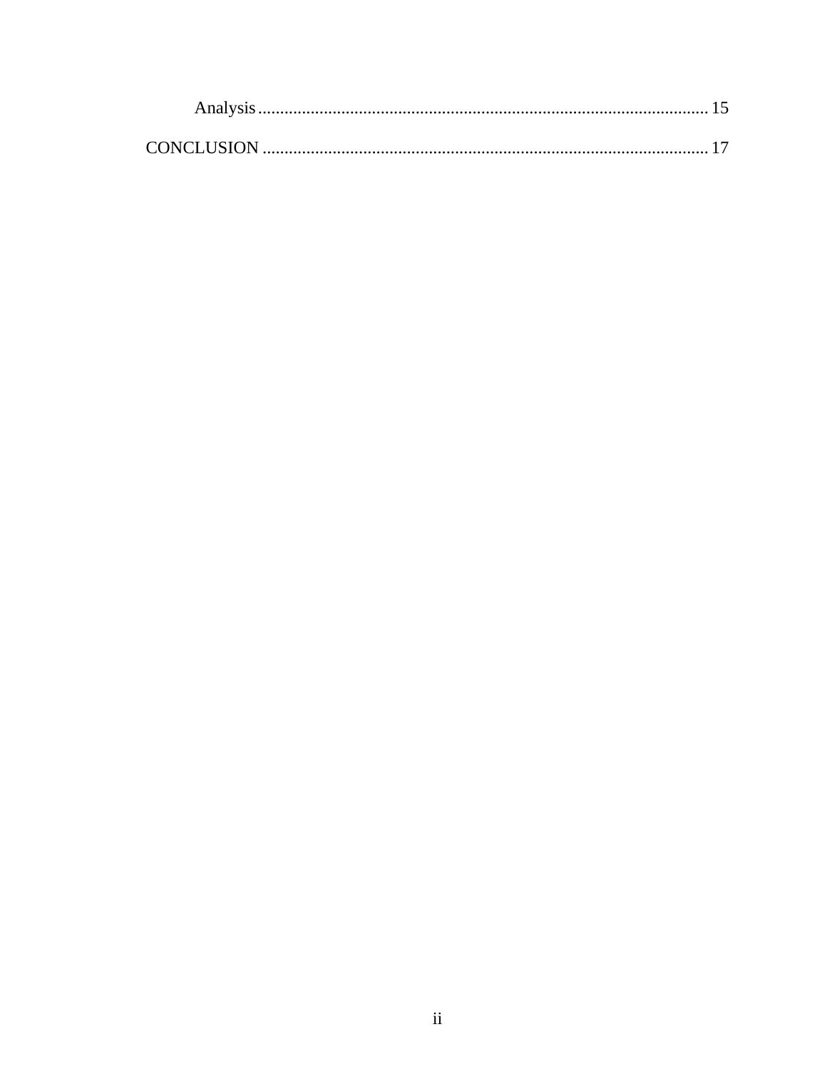Analysis ..................................................................................................... 15

CONCLUSION ..................................................................................................... 17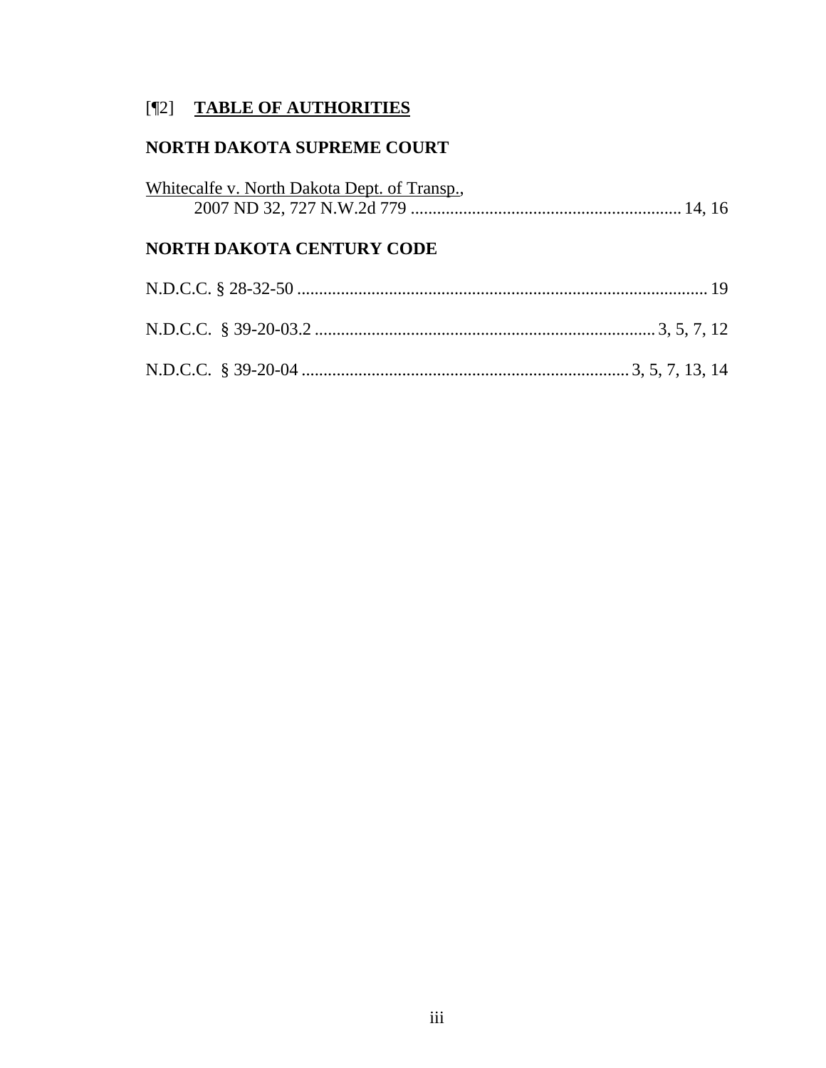# [¶2] **TABLE OF AUTHORITIES**

## NORTH DAKOTA SUPREME COURT

Whitecalfe v. North Dakota Dept. of Transp.,
2007 ND 32, 727 N.W.2d 779 ............................................................ 14, 16

## NORTH DAKOTA CENTURY CODE

N.D.C.C. § 28-32-50 ............................................................................................ 19

N.D.C.C. § 39-20-03.2 ............................................................................ 3, 5, 7, 12

N.D.C.C. § 39-20-04 .......................................................................... 3, 5, 7, 13, 14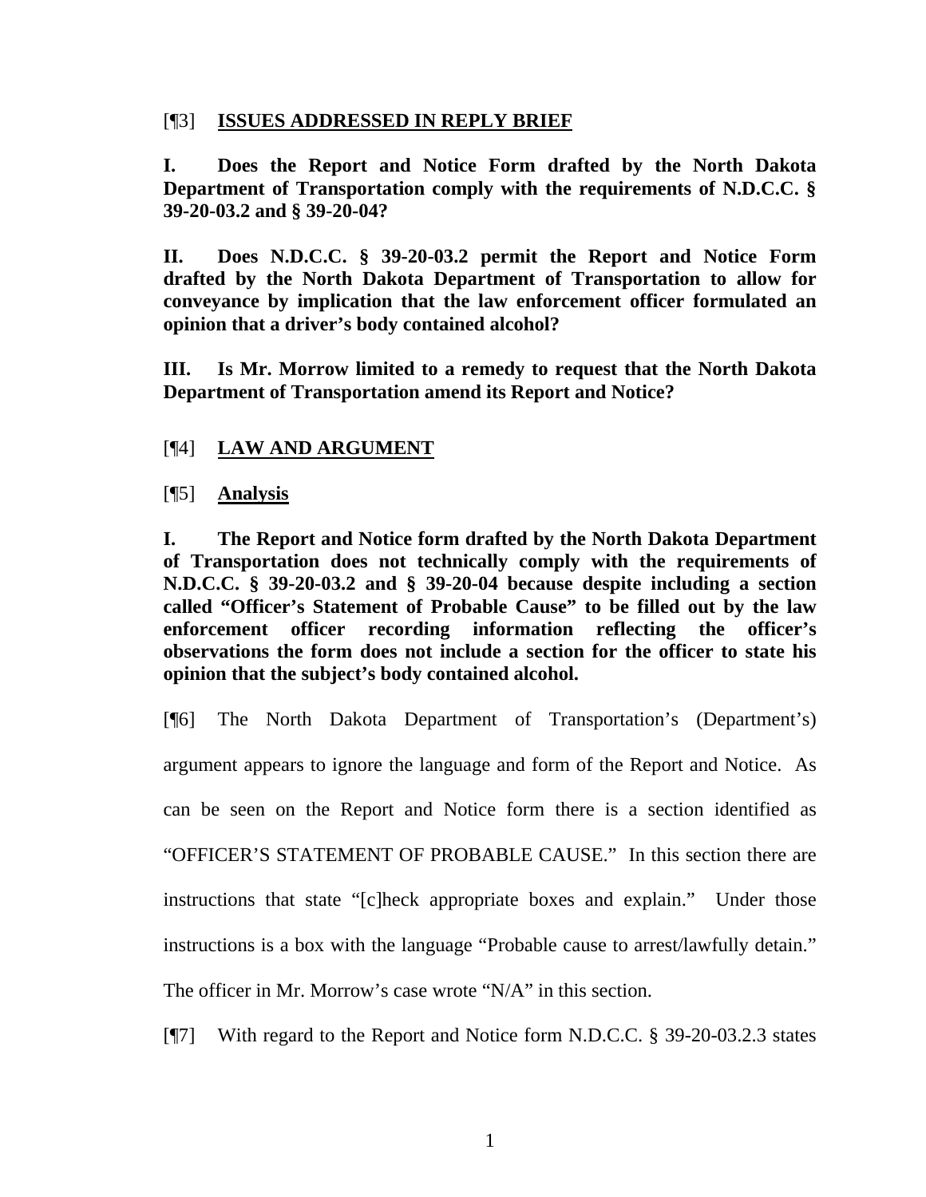[¶3] **ISSUES ADDRESSED IN REPLY BRIEF**

**I. Does the Report and Notice Form drafted by the North Dakota Department of Transportation comply with the requirements of N.D.C.C. § 39-20-03.2 and § 39-20-04?**

**II. Does N.D.C.C. § 39-20-03.2 permit the Report and Notice Form drafted by the North Dakota Department of Transportation to allow for conveyance by implication that the law enforcement officer formulated an opinion that a driver's body contained alcohol?**

**III. Is Mr. Morrow limited to a remedy to request that the North Dakota Department of Transportation amend its Report and Notice?**

[¶4] **LAW AND ARGUMENT**

[¶5] **Analysis**

**I. The Report and Notice form drafted by the North Dakota Department of Transportation does not technically comply with the requirements of N.D.C.C. § 39-20-03.2 and § 39-20-04 because despite including a section called "Officer's Statement of Probable Cause" to be filled out by the law enforcement officer recording information reflecting the officer's observations the form does not include a section for the officer to state his opinion that the subject's body contained alcohol.**

[¶6] The North Dakota Department of Transportation's (Department's) argument appears to ignore the language and form of the Report and Notice. As can be seen on the Report and Notice form there is a section identified as "OFFICER'S STATEMENT OF PROBABLE CAUSE." In this section there are instructions that state "[c]heck appropriate boxes and explain." Under those instructions is a box with the language "Probable cause to arrest/lawfully detain." The officer in Mr. Morrow's case wrote "N/A" in this section.

[¶7] With regard to the Report and Notice form N.D.C.C. § 39-20-03.2.3 states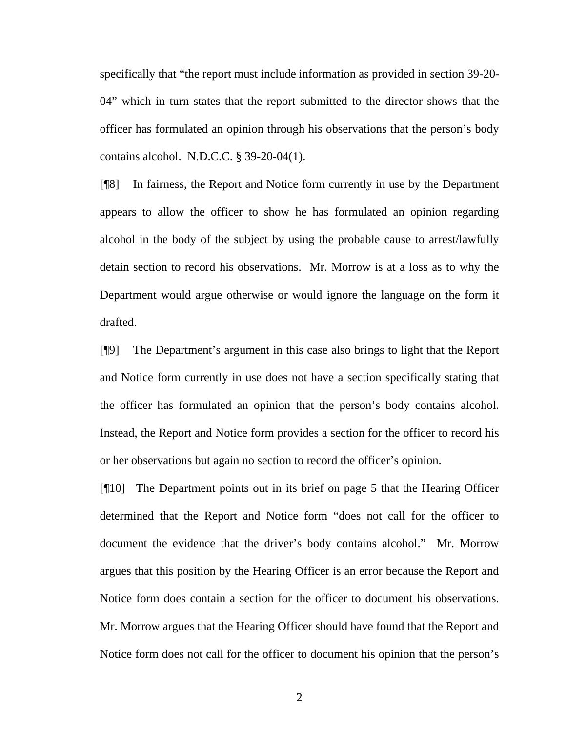specifically that "the report must include information as provided in section 39-20-04" which in turn states that the report submitted to the director shows that the officer has formulated an opinion through his observations that the person's body contains alcohol. N.D.C.C. § 39-20-04(1).

[¶8] In fairness, the Report and Notice form currently in use by the Department appears to allow the officer to show he has formulated an opinion regarding alcohol in the body of the subject by using the probable cause to arrest/lawfully detain section to record his observations. Mr. Morrow is at a loss as to why the Department would argue otherwise or would ignore the language on the form it drafted.

[¶9] The Department's argument in this case also brings to light that the Report and Notice form currently in use does not have a section specifically stating that the officer has formulated an opinion that the person's body contains alcohol. Instead, the Report and Notice form provides a section for the officer to record his or her observations but again no section to record the officer's opinion.

[¶10] The Department points out in its brief on page 5 that the Hearing Officer determined that the Report and Notice form "does not call for the officer to document the evidence that the driver's body contains alcohol." Mr. Morrow argues that this position by the Hearing Officer is an error because the Report and Notice form does contain a section for the officer to document his observations. Mr. Morrow argues that the Hearing Officer should have found that the Report and Notice form does not call for the officer to document his opinion that the person's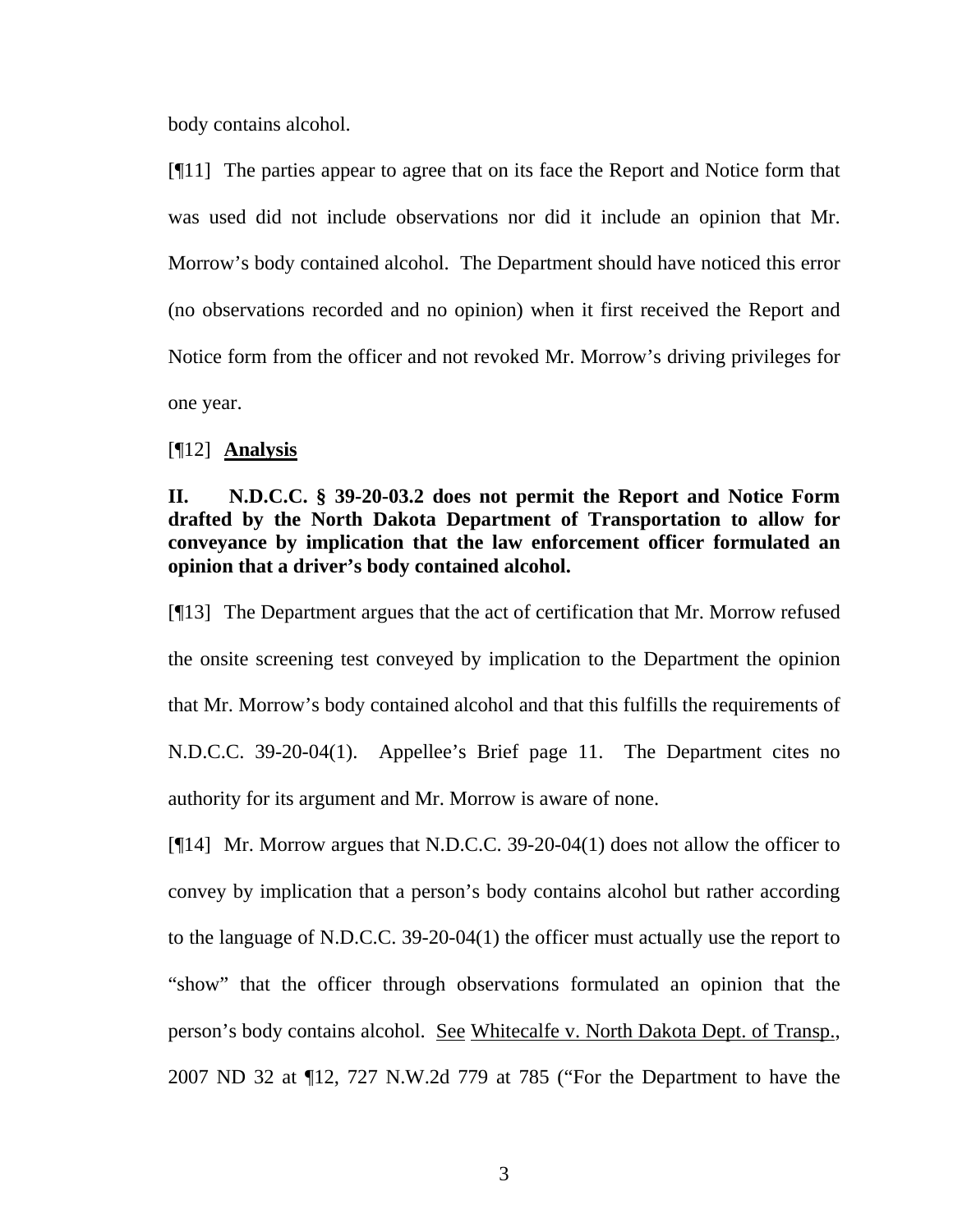body contains alcohol.

[¶11] The parties appear to agree that on its face the Report and Notice form that was used did not include observations nor did it include an opinion that Mr. Morrow's body contained alcohol. The Department should have noticed this error (no observations recorded and no opinion) when it first received the Report and Notice form from the officer and not revoked Mr. Morrow's driving privileges for one year.

[¶12] **Analysis**

**II. N.D.C.C. § 39-20-03.2 does not permit the Report and Notice Form drafted by the North Dakota Department of Transportation to allow for conveyance by implication that the law enforcement officer formulated an opinion that a driver's body contained alcohol.**

[¶13] The Department argues that the act of certification that Mr. Morrow refused the onsite screening test conveyed by implication to the Department the opinion that Mr. Morrow's body contained alcohol and that this fulfills the requirements of N.D.C.C. 39-20-04(1). Appellee's Brief page 11. The Department cites no authority for its argument and Mr. Morrow is aware of none.

[¶14] Mr. Morrow argues that N.D.C.C. 39-20-04(1) does not allow the officer to convey by implication that a person's body contains alcohol but rather according to the language of N.D.C.C. 39-20-04(1) the officer must actually use the report to "show" that the officer through observations formulated an opinion that the person's body contains alcohol. See Whitecalfe v. North Dakota Dept. of Transp., 2007 ND 32 at ¶12, 727 N.W.2d 779 at 785 ("For the Department to have the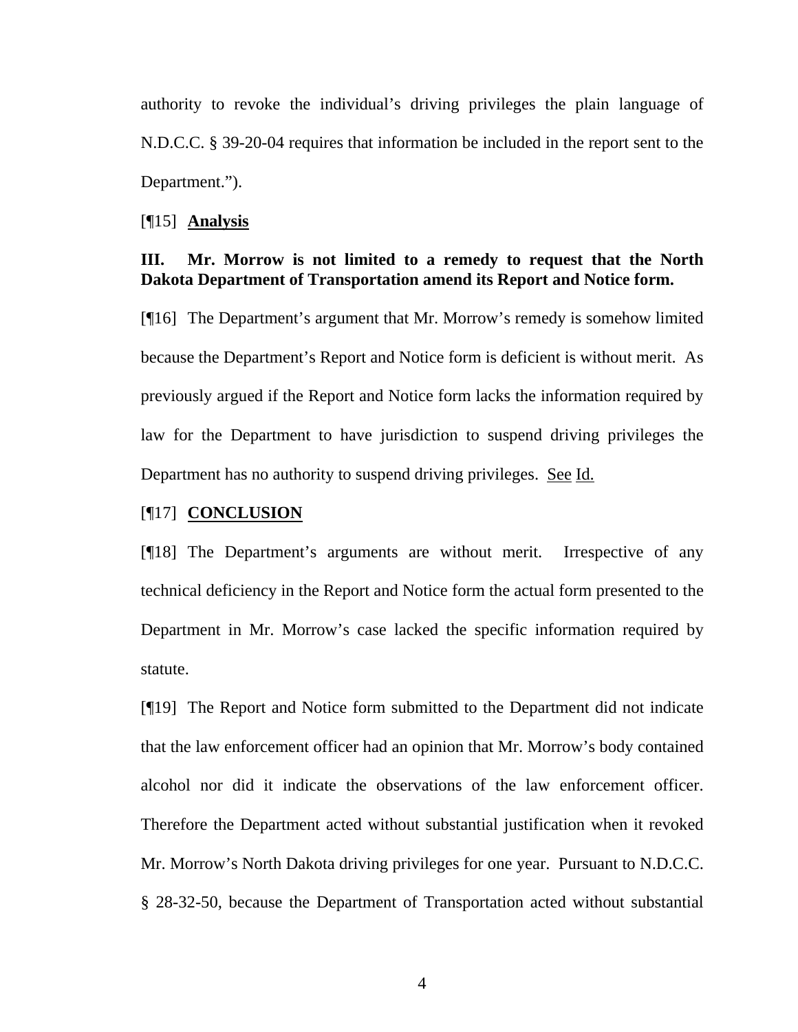authority to revoke the individual's driving privileges the plain language of N.D.C.C. § 39-20-04 requires that information be included in the report sent to the Department.").

[¶15] **Analysis**

**III. Mr. Morrow is not limited to a remedy to request that the North Dakota Department of Transportation amend its Report and Notice form.**

[¶16] The Department's argument that Mr. Morrow's remedy is somehow limited because the Department's Report and Notice form is deficient is without merit. As previously argued if the Report and Notice form lacks the information required by law for the Department to have jurisdiction to suspend driving privileges the Department has no authority to suspend driving privileges. See Id.

[¶17] **CONCLUSION**

[¶18] The Department's arguments are without merit. Irrespective of any technical deficiency in the Report and Notice form the actual form presented to the Department in Mr. Morrow's case lacked the specific information required by statute.

[¶19] The Report and Notice form submitted to the Department did not indicate that the law enforcement officer had an opinion that Mr. Morrow's body contained alcohol nor did it indicate the observations of the law enforcement officer. Therefore the Department acted without substantial justification when it revoked Mr. Morrow's North Dakota driving privileges for one year. Pursuant to N.D.C.C. § 28-32-50, because the Department of Transportation acted without substantial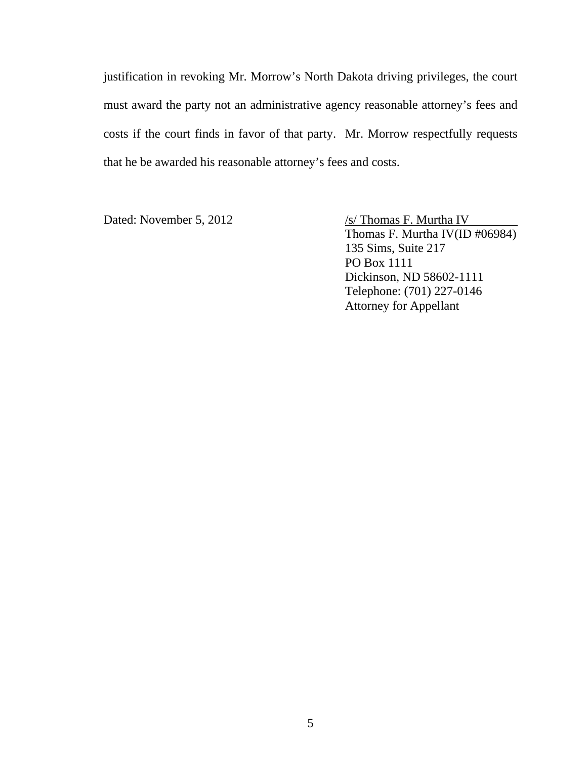justification in revoking Mr. Morrow's North Dakota driving privileges, the court must award the party not an administrative agency reasonable attorney's fees and costs if the court finds in favor of that party. Mr. Morrow respectfully requests that he be awarded his reasonable attorney's fees and costs.

Dated: November 5, 2012

/s/ Thomas F. Murtha IV
Thomas F. Murtha IV(ID #06984)
135 Sims, Suite 217
PO Box 1111
Dickinson, ND 58602-1111
Telephone: (701) 227-0146
Attorney for Appellant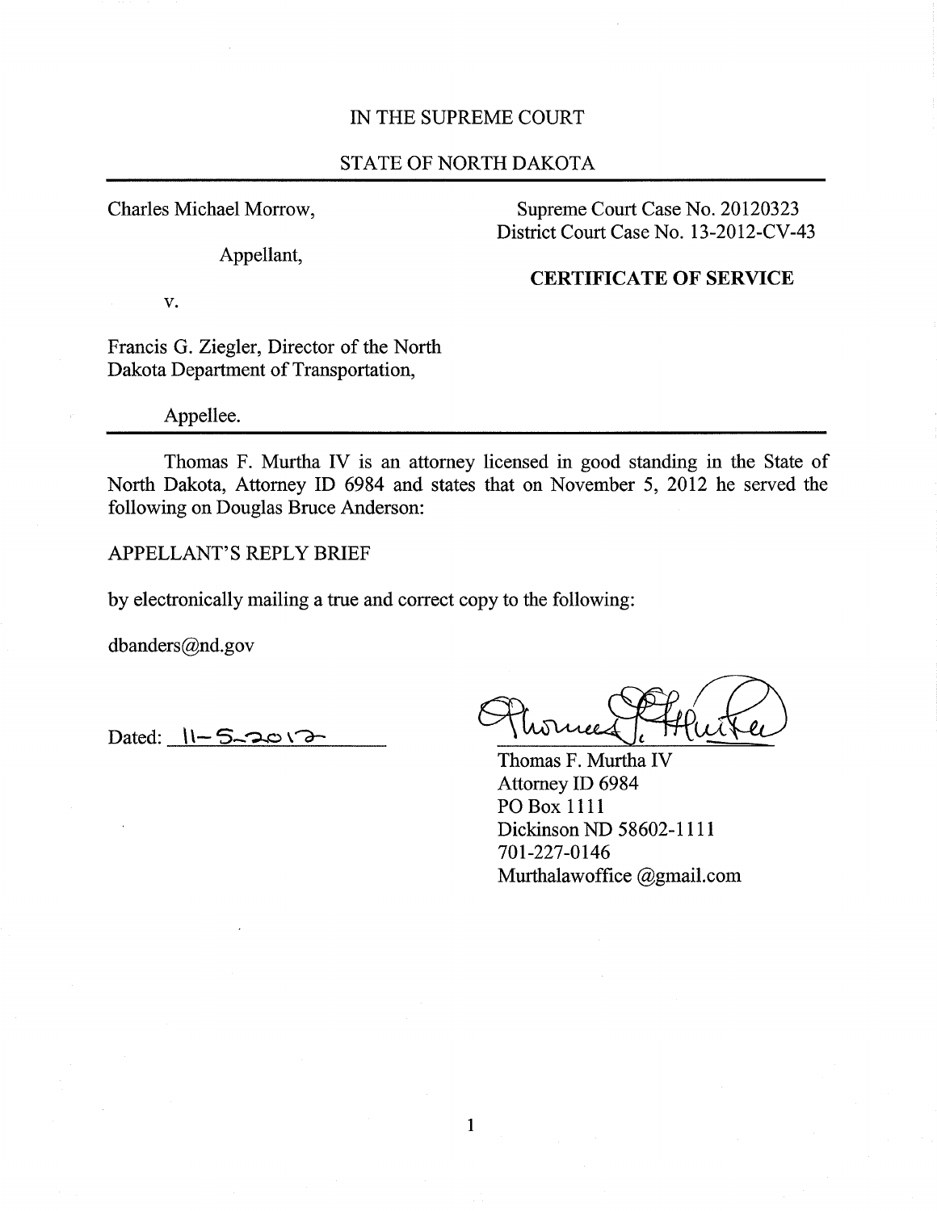IN THE SUPREME COURT

STATE OF NORTH DAKOTA

Charles Michael Morrow,

Appellant,

v.

Francis G. Ziegler, Director of the North Dakota Department of Transportation,

Appellee.

Supreme Court Case No. 20120323
District Court Case No. 13-2012-CV-43

**CERTIFICATE OF SERVICE**

Thomas F. Murtha IV is an attorney licensed in good standing in the State of North Dakota, Attorney ID 6984 and states that on November 5, 2012 he served the following on Douglas Bruce Anderson:

APPELLANT'S REPLY BRIEF

by electronically mailing a true and correct copy to the following:

dbanders@nd.gov

Dated: 11-5-2012

Thomas F. Murtha IV
Attorney ID 6984
PO Box 1111
Dickinson ND 58602-1111
701-227-0146
Murthalawoffice @gmail.com